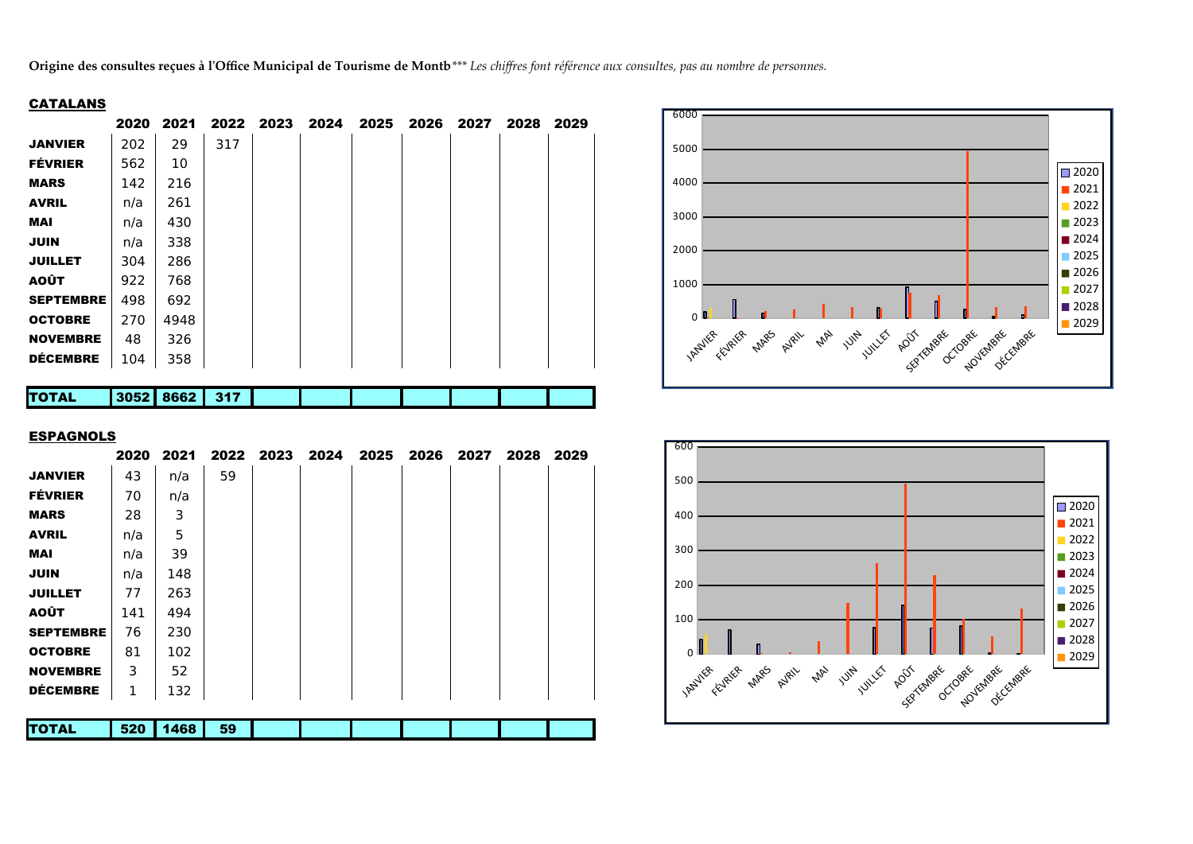**Origine des consultes reçues à l'Office Municipal de Tourisme de Montb** *\*\*\* Les chiffres font référence aux consultes, pas au nombre de personnes.*

## CATALANS

| | 2020 | 2021 | 2022 | 2023 | 2024 | 2025 | 2026 | 2027 | 2028 | 2029 |
|---|---|---|---|---|---|---|---|---|---|---|
| **JANVIER** | 202 | 29 | 317 | | | | | | | |
| **FÉVRIER** | 562 | 10 | | | | | | | | |
| **MARS** | 142 | 216 | | | | | | | | |
| **AVRIL** | n/a | 261 | | | | | | | | |
| **MAI** | n/a | 430 | | | | | | | | |
| **JUIN** | n/a | 338 | | | | | | | | |
| **JUILLET** | 304 | 286 | | | | | | | | |
| **AOÛT** | 922 | 768 | | | | | | | | |
| **SEPTEMBRE** | 498 | 692 | | | | | | | | |
| **OCTOBRE** | 270 | 4948 | | | | | | | | |
| **NOVEMBRE** | 48 | 326 | | | | | | | | |
| **DÉCEMBRE** | 104 | 358 | | | | | | | | |
| **TOTAL** | **3052** | **8662** | **317** | | | | | | | |

## ESPAGNOLS

| | 2020 | 2021 | 2022 | 2023 | 2024 | 2025 | 2026 | 2027 | 2028 | 2029 |
|---|---|---|---|---|---|---|---|---|---|---|
| **JANVIER** | 43 | n/a | 59 | | | | | | | |
| **FÉVRIER** | 70 | n/a | | | | | | | | |
| **MARS** | 28 | 3 | | | | | | | | |
| **AVRIL** | n/a | 5 | | | | | | | | |
| **MAI** | n/a | 39 | | | | | | | | |
| **JUIN** | n/a | 148 | | | | | | | | |
| **JUILLET** | 77 | 263 | | | | | | | | |
| **AOÛT** | 141 | 494 | | | | | | | | |
| **SEPTEMBRE** | 76 | 230 | | | | | | | | |
| **OCTOBRE** | 81 | 102 | | | | | | | | |
| **NOVEMBRE** | 3 | 52 | | | | | | | | |
| **DÉCEMBRE** | 1 | 132 | | | | | | | | |
| **TOTAL** | **520** | **1468** | **59** | | | | | | | |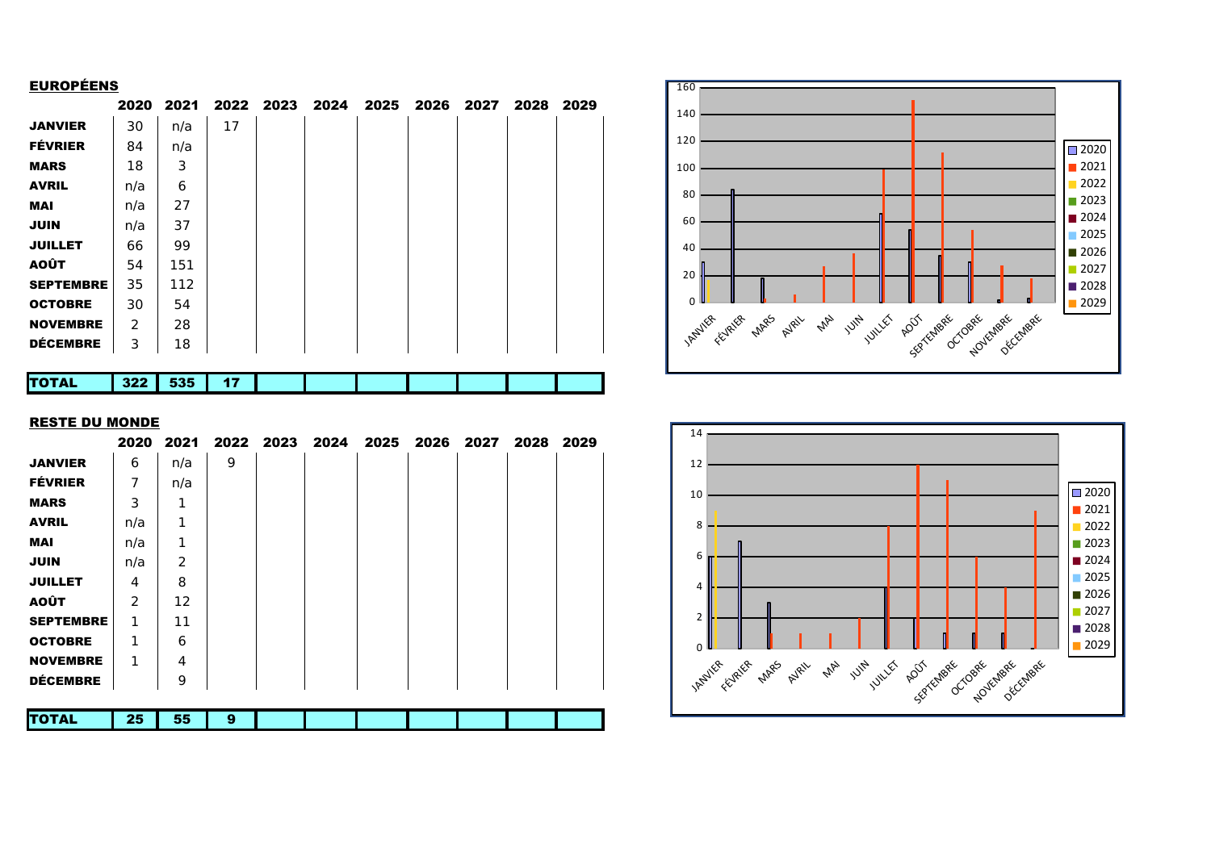**EUROPÉENS**

| | 2020 | 2021 | 2022 | 2023 | 2024 | 2025 | 2026 | 2027 | 2028 | 2029 |
|---|---|---|---|---|---|---|---|---|---|---|
| **JANVIER** | 30 | n/a | 17 | | | | | | | |
| **FÉVRIER** | 84 | n/a | | | | | | | | |
| **MARS** | 18 | 3 | | | | | | | | |
| **AVRIL** | n/a | 6 | | | | | | | | |
| **MAI** | n/a | 27 | | | | | | | | |
| **JUIN** | n/a | 37 | | | | | | | | |
| **JUILLET** | 66 | 99 | | | | | | | | |
| **AOÛT** | 54 | 151 | | | | | | | | |
| **SEPTEMBRE** | 35 | 112 | | | | | | | | |
| **OCTOBRE** | 30 | 54 | | | | | | | | |
| **NOVEMBRE** | 2 | 28 | | | | | | | | |
| **DÉCEMBRE** | 3 | 18 | | | | | | | | |
| **TOTAL** | **322** | **535** | **17** | | | | | | | |

160
140
120
100
80
60
40
20
0
JANVIER FÉVRIER MARS AVRIL MAI JUIN JUILLET AOÛT SEPTEMBRE OCTOBRE NOVEMBRE DÉCEMBRE
2020 2021 2022 2023 2024 2025 2026 2027 2028 2029

**RESTE DU MONDE**

| | 2020 | 2021 | 2022 | 2023 | 2024 | 2025 | 2026 | 2027 | 2028 | 2029 |
|---|---|---|---|---|---|---|---|---|---|---|
| **JANVIER** | 6 | n/a | 9 | | | | | | | |
| **FÉVRIER** | 7 | n/a | | | | | | | | |
| **MARS** | 3 | 1 | | | | | | | | |
| **AVRIL** | n/a | 1 | | | | | | | | |
| **MAI** | n/a | 1 | | | | | | | | |
| **JUIN** | n/a | 2 | | | | | | | | |
| **JUILLET** | 4 | 8 | | | | | | | | |
| **AOÛT** | 2 | 12 | | | | | | | | |
| **SEPTEMBRE** | 1 | 11 | | | | | | | | |
| **OCTOBRE** | 1 | 6 | | | | | | | | |
| **NOVEMBRE** | 1 | 4 | | | | | | | | |
| **DÉCEMBRE** | | 9 | | | | | | | | |
| **TOTAL** | **25** | **55** | **9** | | | | | | | |

14
12
10
8
6
4
2
0
JANVIER FÉVRIER MARS AVRIL MAI JUIN JUILLET AOÛT SEPTEMBRE OCTOBRE NOVEMBRE DÉCEMBRE
2020 2021 2022 2023 2024 2025 2026 2027 2028 2029